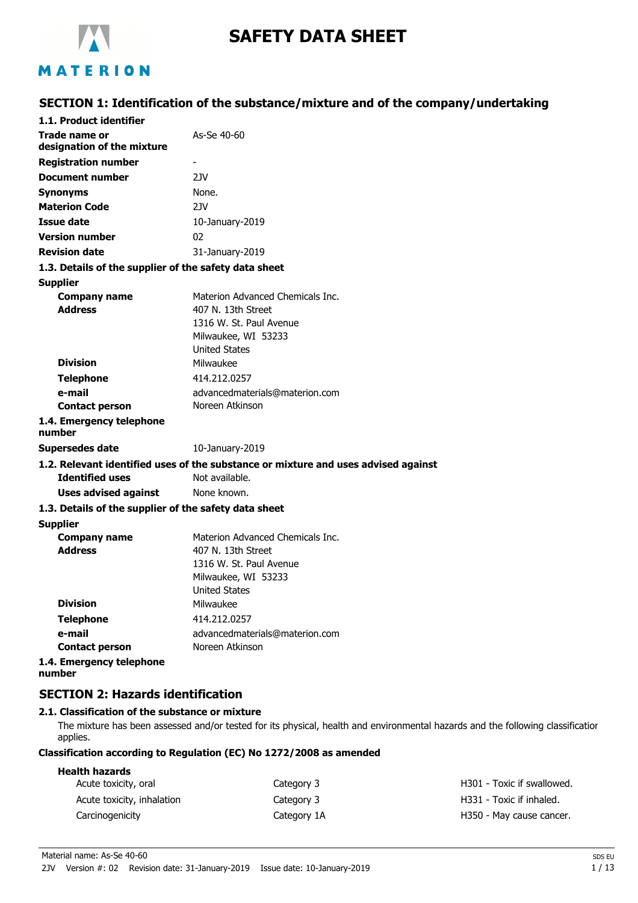# SAFETY DATA SHEET

## SECTION 1: Identification of the substance/mixture and of the company/undertaking

### 1.1. Product identifier

| | |
|---|---|
| **Trade name or designation of the mixture** | As-Se 40-60 |
| **Registration number** | - |
| **Document number** | 2JV |
| **Synonyms** | None. |
| **Materion Code** | 2JV |
| **Issue date** | 10-January-2019 |
| **Version number** | 02 |
| **Revision date** | 31-January-2019 |

### 1.3. Details of the supplier of the safety data sheet

**Supplier**

| | |
|---|---|
| **Company name** | Materion Advanced Chemicals Inc. |
| **Address** | 407 N. 13th Street<br>1316 W. St. Paul Avenue<br>Milwaukee, WI 53233<br>United States |
| **Division** | Milwaukee |
| **Telephone** | 414.212.0257 |
| **e-mail** | advancedmaterials@materion.com |
| **Contact person** | Noreen Atkinson |

### 1.4. Emergency telephone number

**Supersedes date** 10-January-2019

### 1.2. Relevant identified uses of the substance or mixture and uses advised against

| | |
|---|---|
| **Identified uses** | Not available. |
| **Uses advised against** | None known. |

### 1.3. Details of the supplier of the safety data sheet

**Supplier**

| | |
|---|---|
| **Company name** | Materion Advanced Chemicals Inc. |
| **Address** | 407 N. 13th Street<br>1316 W. St. Paul Avenue<br>Milwaukee, WI 53233<br>United States |
| **Division** | Milwaukee |
| **Telephone** | 414.212.0257 |
| **e-mail** | advancedmaterials@materion.com |
| **Contact person** | Noreen Atkinson |

### 1.4. Emergency telephone number

## SECTION 2: Hazards identification

### 2.1. Classification of the substance or mixture

The mixture has been assessed and/or tested for its physical, health and environmental hazards and the following classification applies.

**Classification according to Regulation (EC) No 1272/2008 as amended**

**Health hazards**

| | | |
|---|---|---|
| Acute toxicity, oral | Category 3 | H301 - Toxic if swallowed. |
| Acute toxicity, inhalation | Category 3 | H331 - Toxic if inhaled. |
| Carcinogenicity | Category 1A | H350 - May cause cancer. |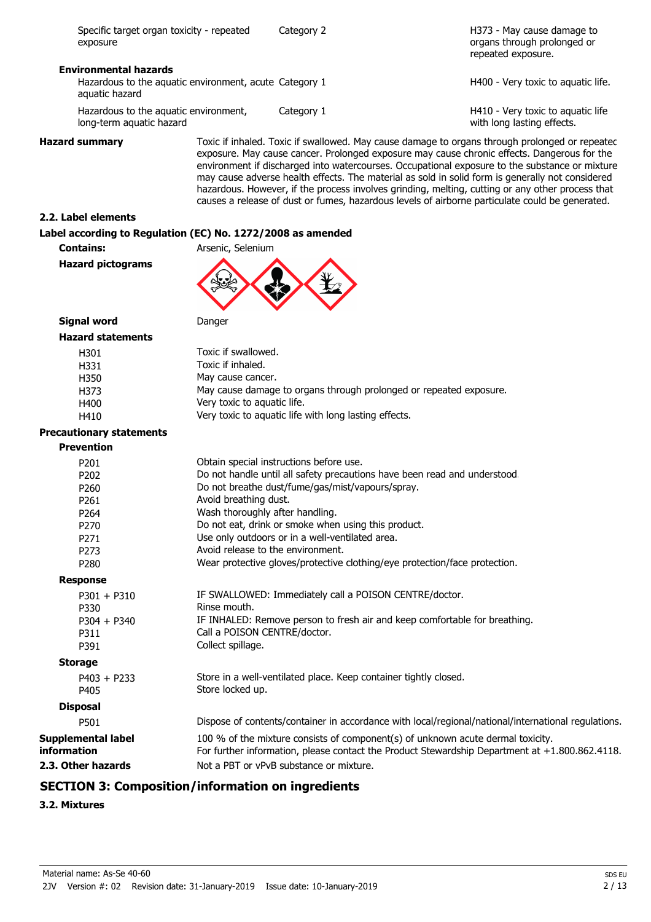| | | |
|---|---|---|
| Specific target organ toxicity - repeated exposure | Category 2 | H373 - May cause damage to organs through prolonged or repeated exposure. |
| **Environmental hazards** | | |
| Hazardous to the aquatic environment, acute aquatic hazard | Category 1 | H400 - Very toxic to aquatic life. |
| Hazardous to the aquatic environment, long-term aquatic hazard | Category 1 | H410 - Very toxic to aquatic life with long lasting effects. |

**Hazard summary** Toxic if inhaled. Toxic if swallowed. May cause damage to organs through prolonged or repeated exposure. May cause cancer. Prolonged exposure may cause chronic effects. Dangerous for the environment if discharged into watercourses. Occupational exposure to the substance or mixture may cause adverse health effects. The material as sold in solid form is generally not considered hazardous. However, if the process involves grinding, melting, cutting or any other process that causes a release of dust or fumes, hazardous levels of airborne particulate could be generated.

### 2.2. Label elements

**Label according to Regulation (EC) No. 1272/2008 as amended**

**Contains:** Arsenic, Selenium

**Hazard pictograms**

**Signal word** Danger

**Hazard statements**

| | |
|---|---|
| H301 | Toxic if swallowed. |
| H331 | Toxic if inhaled. |
| H350 | May cause cancer. |
| H373 | May cause damage to organs through prolonged or repeated exposure. |
| H400 | Very toxic to aquatic life. |
| H410 | Very toxic to aquatic life with long lasting effects. |

**Precautionary statements**

**Prevention**

| | |
|---|---|
| P201 | Obtain special instructions before use. |
| P202 | Do not handle until all safety precautions have been read and understood. |
| P260 | Do not breathe dust/fume/gas/mist/vapours/spray. |
| P261 | Avoid breathing dust. |
| P264 | Wash thoroughly after handling. |
| P270 | Do not eat, drink or smoke when using this product. |
| P271 | Use only outdoors or in a well-ventilated area. |
| P273 | Avoid release to the environment. |
| P280 | Wear protective gloves/protective clothing/eye protection/face protection. |

**Response**

| | |
|---|---|
| P301 + P310 | IF SWALLOWED: Immediately call a POISON CENTRE/doctor. |
| P330 | Rinse mouth. |
| P304 + P340 | IF INHALED: Remove person to fresh air and keep comfortable for breathing. |
| P311 | Call a POISON CENTRE/doctor. |
| P391 | Collect spillage. |

**Storage**

| | |
|---|---|
| P403 + P233 | Store in a well-ventilated place. Keep container tightly closed. |
| P405 | Store locked up. |

**Disposal**

| | |
|---|---|
| P501 | Dispose of contents/container in accordance with local/regional/national/international regulations. |

**Supplemental label information** 100 % of the mixture consists of component(s) of unknown acute dermal toxicity. For further information, please contact the Product Stewardship Department at +1.800.862.4118.

**2.3. Other hazards** Not a PBT or vPvB substance or mixture.

## SECTION 3: Composition/information on ingredients

### 3.2. Mixtures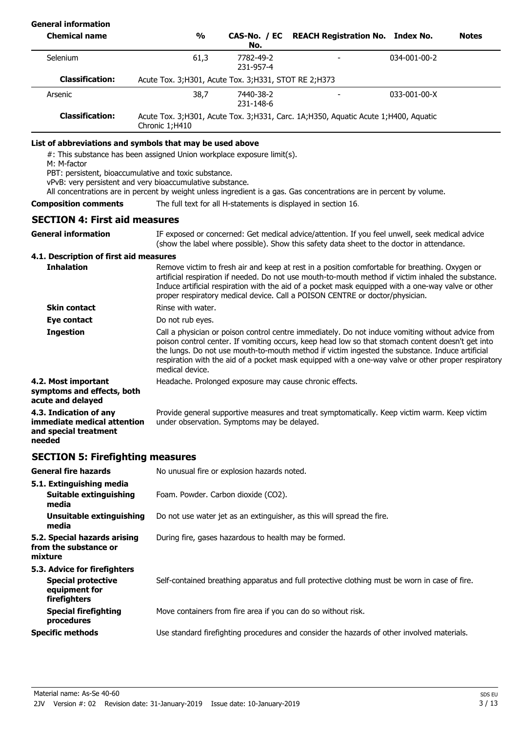**General information**

| Chemical name | % | CAS-No. / EC No. | REACH Registration No. | Index No. | Notes |
|---|---|---|---|---|---|
| Selenium | 61,3 | 7782-49-2 231-957-4 | - | 034-001-00-2 | |
| **Classification:** | Acute Tox. 3;H301, Acute Tox. 3;H331, STOT RE 2;H373 | | | | |
| Arsenic | 38,7 | 7440-38-2 231-148-6 | - | 033-001-00-X | |
| **Classification:** | Acute Tox. 3;H301, Acute Tox. 3;H331, Carc. 1A;H350, Aquatic Acute 1;H400, Aquatic Chronic 1;H410 | | | | |

**List of abbreviations and symbols that may be used above**

#: This substance has been assigned Union workplace exposure limit(s).
M: M-factor
PBT: persistent, bioaccumulative and toxic substance.
vPvB: very persistent and very bioaccumulative substance.
All concentrations are in percent by weight unless ingredient is a gas. Gas concentrations are in percent by volume.

**Composition comments** The full text for all H-statements is displayed in section 16.

## SECTION 4: First aid measures

**General information** IF exposed or concerned: Get medical advice/attention. If you feel unwell, seek medical advice (show the label where possible). Show this safety data sheet to the doctor in attendance.

### 4.1. Description of first aid measures

**Inhalation** Remove victim to fresh air and keep at rest in a position comfortable for breathing. Oxygen or artificial respiration if needed. Do not use mouth-to-mouth method if victim inhaled the substance. Induce artificial respiration with the aid of a pocket mask equipped with a one-way valve or other proper respiratory medical device. Call a POISON CENTRE or doctor/physician.

**Skin contact** Rinse with water.

**Eye contact** Do not rub eyes.

**Ingestion** Call a physician or poison control centre immediately. Do not induce vomiting without advice from poison control center. If vomiting occurs, keep head low so that stomach content doesn't get into the lungs. Do not use mouth-to-mouth method if victim ingested the substance. Induce artificial respiration with the aid of a pocket mask equipped with a one-way valve or other proper respiratory medical device.

**4.2. Most important symptoms and effects, both acute and delayed** Headache. Prolonged exposure may cause chronic effects.

**4.3. Indication of any immediate medical attention and special treatment needed** Provide general supportive measures and treat symptomatically. Keep victim warm. Keep victim under observation. Symptoms may be delayed.

## SECTION 5: Firefighting measures

**General fire hazards** No unusual fire or explosion hazards noted.

### 5.1. Extinguishing media

**Suitable extinguishing media** Foam. Powder. Carbon dioxide ($CO_2$).

**Unsuitable extinguishing media** Do not use water jet as an extinguisher, as this will spread the fire.

**5.2. Special hazards arising from the substance or mixture** During fire, gases hazardous to health may be formed.

### 5.3. Advice for firefighters

**Special protective equipment for firefighters** Self-contained breathing apparatus and full protective clothing must be worn in case of fire.

**Special firefighting procedures** Move containers from fire area if you can do so without risk.

**Specific methods** Use standard firefighting procedures and consider the hazards of other involved materials.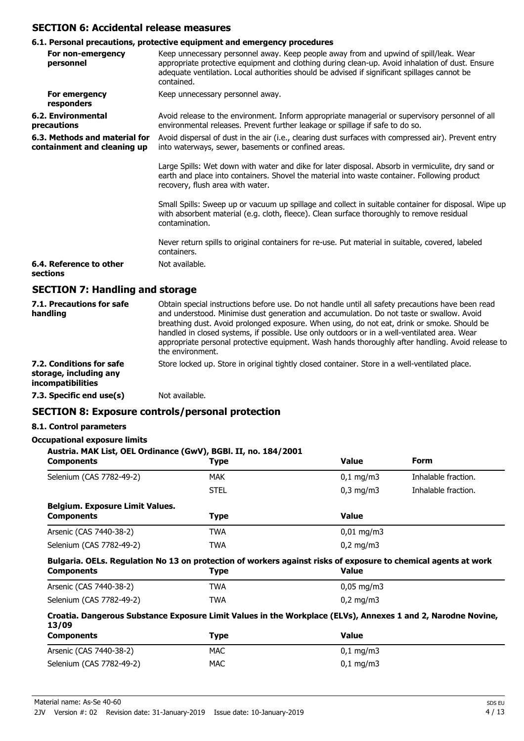## SECTION 6: Accidental release measures

### 6.1. Personal precautions, protective equipment and emergency procedures

| | |
|---|---|
| **For non-emergency personnel** | Keep unnecessary personnel away. Keep people away from and upwind of spill/leak. Wear appropriate protective equipment and clothing during clean-up. Avoid inhalation of dust. Ensure adequate ventilation. Local authorities should be advised if significant spillages cannot be contained. |
| **For emergency responders** | Keep unnecessary personnel away. |
| **6.2. Environmental precautions** | Avoid release to the environment. Inform appropriate managerial or supervisory personnel of all environmental releases. Prevent further leakage or spillage if safe to do so. |
| **6.3. Methods and material for containment and cleaning up** | Avoid dispersal of dust in the air (i.e., clearing dust surfaces with compressed air). Prevent entry into waterways, sewer, basements or confined areas.<br><br>Large Spills: Wet down with water and dike for later disposal. Absorb in vermiculite, dry sand or earth and place into containers. Shovel the material into waste container. Following product recovery, flush area with water.<br><br>Small Spills: Sweep up or vacuum up spillage and collect in suitable container for disposal. Wipe up with absorbent material (e.g. cloth, fleece). Clean surface thoroughly to remove residual contamination.<br><br>Never return spills to original containers for re-use. Put material in suitable, covered, labeled containers. |
| **6.4. Reference to other sections** | Not available. |

## SECTION 7: Handling and storage

| | |
|---|---|
| **7.1. Precautions for safe handling** | Obtain special instructions before use. Do not handle until all safety precautions have been read and understood. Minimise dust generation and accumulation. Do not taste or swallow. Avoid breathing dust. Avoid prolonged exposure. When using, do not eat, drink or smoke. Should be handled in closed systems, if possible. Use only outdoors or in a well-ventilated area. Wear appropriate personal protective equipment. Wash hands thoroughly after handling. Avoid release to the environment. |
| **7.2. Conditions for safe storage, including any incompatibilities** | Store locked up. Store in original tightly closed container. Store in a well-ventilated place. |
| **7.3. Specific end use(s)** | Not available. |

## SECTION 8: Exposure controls/personal protection

### 8.1. Control parameters

**Occupational exposure limits**

**Austria. MAK List, OEL Ordinance (GwV), BGBl. II, no. 184/2001**

| Components | Type | Value | Form |
|---|---|---|---|
| Selenium (CAS 7782-49-2) | MAK | 0,1 mg/m3 | Inhalable fraction. |
| | STEL | 0,3 mg/m3 | Inhalable fraction. |

**Belgium. Exposure Limit Values.**

| Components | Type | Value |
|---|---|---|
| Arsenic (CAS 7440-38-2) | TWA | 0,01 mg/m3 |
| Selenium (CAS 7782-49-2) | TWA | 0,2 mg/m3 |

**Bulgaria. OELs. Regulation No 13 on protection of workers against risks of exposure to chemical agents at work**

| Components | Type | Value |
|---|---|---|
| Arsenic (CAS 7440-38-2) | TWA | 0,05 mg/m3 |
| Selenium (CAS 7782-49-2) | TWA | 0,2 mg/m3 |

**Croatia. Dangerous Substance Exposure Limit Values in the Workplace (ELVs), Annexes 1 and 2, Narodne Novine, 13/09**

| Components | Type | Value |
|---|---|---|
| Arsenic (CAS 7440-38-2) | MAC | 0,1 mg/m3 |
| Selenium (CAS 7782-49-2) | MAC | 0,1 mg/m3 |

Material name: As-Se 40-60

2JV Version #: 02 Revision date: 31-January-2019 Issue date: 10-January-2019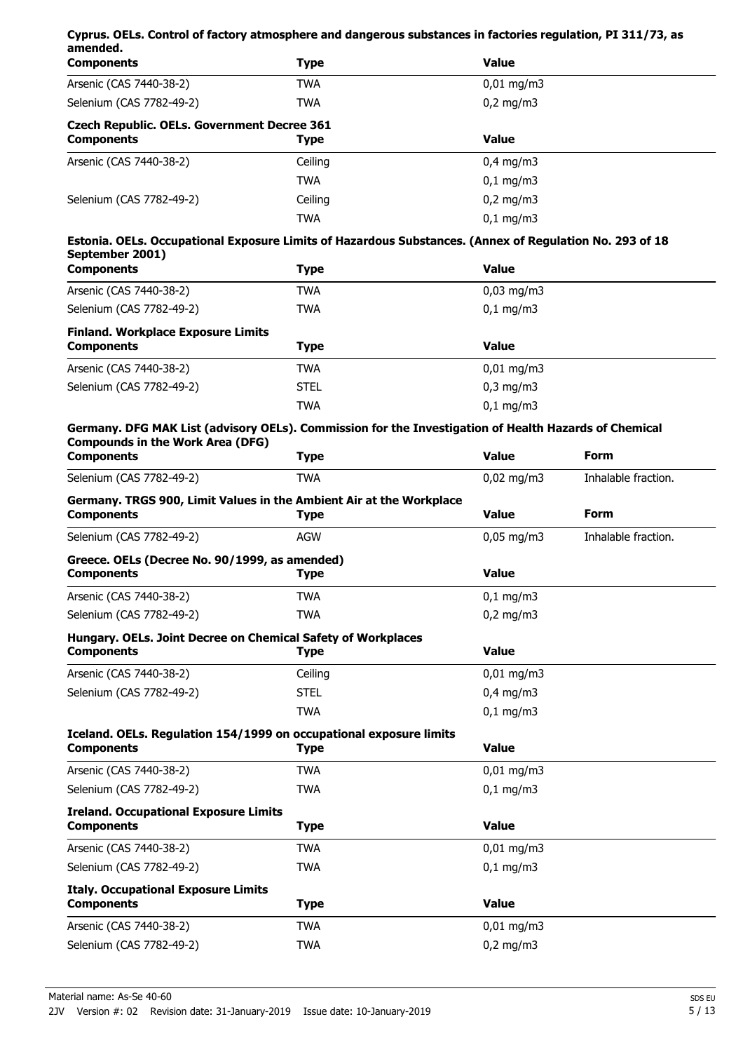**Cyprus. OELs. Control of factory atmosphere and dangerous substances in factories regulation, PI 311/73, as amended.**

| Components | Type | Value |
|---|---|---|
| Arsenic (CAS 7440-38-2) | TWA | 0,01 mg/m3 |
| Selenium (CAS 7782-49-2) | TWA | 0,2 mg/m3 |

**Czech Republic. OELs. Government Decree 361**

| Components | Type | Value |
|---|---|---|
| Arsenic (CAS 7440-38-2) | Ceiling | 0,4 mg/m3 |
| | TWA | 0,1 mg/m3 |
| Selenium (CAS 7782-49-2) | Ceiling | 0,2 mg/m3 |
| | TWA | 0,1 mg/m3 |

**Estonia. OELs. Occupational Exposure Limits of Hazardous Substances. (Annex of Regulation No. 293 of 18 September 2001)**

| Components | Type | Value |
|---|---|---|
| Arsenic (CAS 7440-38-2) | TWA | 0,03 mg/m3 |
| Selenium (CAS 7782-49-2) | TWA | 0,1 mg/m3 |

**Finland. Workplace Exposure Limits**

| Components | Type | Value |
|---|---|---|
| Arsenic (CAS 7440-38-2) | TWA | 0,01 mg/m3 |
| Selenium (CAS 7782-49-2) | STEL | 0,3 mg/m3 |
| | TWA | 0,1 mg/m3 |

**Germany. DFG MAK List (advisory OELs). Commission for the Investigation of Health Hazards of Chemical Compounds in the Work Area (DFG)**

| Components | Type | Value | Form |
|---|---|---|---|
| Selenium (CAS 7782-49-2) | TWA | 0,02 mg/m3 | Inhalable fraction. |

**Germany. TRGS 900, Limit Values in the Ambient Air at the Workplace**

| Components | Type | Value | Form |
|---|---|---|---|
| Selenium (CAS 7782-49-2) | AGW | 0,05 mg/m3 | Inhalable fraction. |

**Greece. OELs (Decree No. 90/1999, as amended)**

| Components | Type | Value |
|---|---|---|
| Arsenic (CAS 7440-38-2) | TWA | 0,1 mg/m3 |
| Selenium (CAS 7782-49-2) | TWA | 0,2 mg/m3 |

**Hungary. OELs. Joint Decree on Chemical Safety of Workplaces**

| Components | Type | Value |
|---|---|---|
| Arsenic (CAS 7440-38-2) | Ceiling | 0,01 mg/m3 |
| Selenium (CAS 7782-49-2) | STEL | 0,4 mg/m3 |
| | TWA | 0,1 mg/m3 |

**Iceland. OELs. Regulation 154/1999 on occupational exposure limits**

| Components | Type | Value |
|---|---|---|
| Arsenic (CAS 7440-38-2) | TWA | 0,01 mg/m3 |
| Selenium (CAS 7782-49-2) | TWA | 0,1 mg/m3 |

**Ireland. Occupational Exposure Limits**

| Components | Type | Value |
|---|---|---|
| Arsenic (CAS 7440-38-2) | TWA | 0,01 mg/m3 |
| Selenium (CAS 7782-49-2) | TWA | 0,1 mg/m3 |

**Italy. Occupational Exposure Limits**

| Components | Type | Value |
|---|---|---|
| Arsenic (CAS 7440-38-2) | TWA | 0,01 mg/m3 |
| Selenium (CAS 7782-49-2) | TWA | 0,2 mg/m3 |

Material name: As-Se 40-60

2JV Version #: 02 Revision date: 31-January-2019 Issue date: 10-January-2019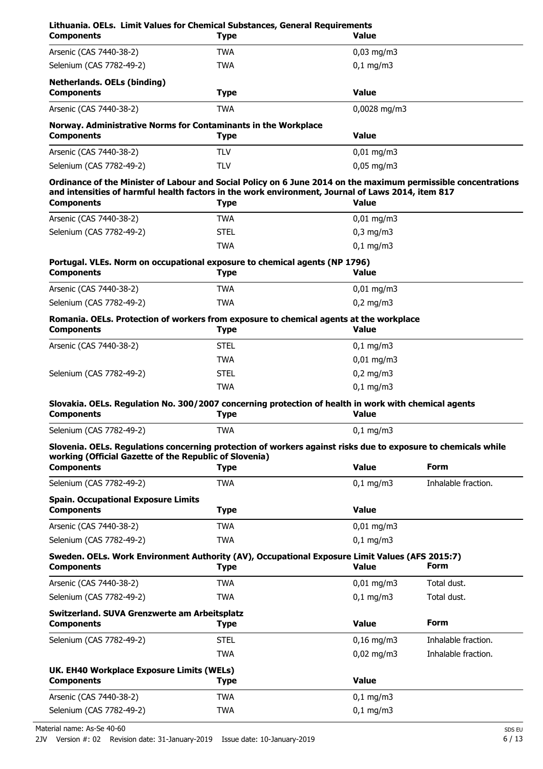**Lithuania. OELs. Limit Values for Chemical Substances, General Requirements**

| Components | Type | Value |
| --- | --- | --- |
| Arsenic (CAS 7440-38-2) | TWA | 0,03 mg/m3 |
| Selenium (CAS 7782-49-2) | TWA | 0,1 mg/m3 |

**Netherlands. OELs (binding)**

| Components | Type | Value |
| --- | --- | --- |
| Arsenic (CAS 7440-38-2) | TWA | 0,0028 mg/m3 |

**Norway. Administrative Norms for Contaminants in the Workplace**

| Components | Type | Value |
| --- | --- | --- |
| Arsenic (CAS 7440-38-2) | TLV | 0,01 mg/m3 |
| Selenium (CAS 7782-49-2) | TLV | 0,05 mg/m3 |

**Ordinance of the Minister of Labour and Social Policy on 6 June 2014 on the maximum permissible concentrations and intensities of harmful health factors in the work environment, Journal of Laws 2014, item 817**

| Components | Type | Value |
| --- | --- | --- |
| Arsenic (CAS 7440-38-2) | TWA | 0,01 mg/m3 |
| Selenium (CAS 7782-49-2) | STEL | 0,3 mg/m3 |
| | TWA | 0,1 mg/m3 |

**Portugal. VLEs. Norm on occupational exposure to chemical agents (NP 1796)**

| Components | Type | Value |
| --- | --- | --- |
| Arsenic (CAS 7440-38-2) | TWA | 0,01 mg/m3 |
| Selenium (CAS 7782-49-2) | TWA | 0,2 mg/m3 |

**Romania. OELs. Protection of workers from exposure to chemical agents at the workplace**

| Components | Type | Value |
| --- | --- | --- |
| Arsenic (CAS 7440-38-2) | STEL | 0,1 mg/m3 |
| | TWA | 0,01 mg/m3 |
| Selenium (CAS 7782-49-2) | STEL | 0,2 mg/m3 |
| | TWA | 0,1 mg/m3 |

**Slovakia. OELs. Regulation No. 300/2007 concerning protection of health in work with chemical agents**

| Components | Type | Value |
| --- | --- | --- |
| Selenium (CAS 7782-49-2) | TWA | 0,1 mg/m3 |

**Slovenia. OELs. Regulations concerning protection of workers against risks due to exposure to chemicals while working (Official Gazette of the Republic of Slovenia)**

| Components | Type | Value | Form |
| --- | --- | --- | --- |
| Selenium (CAS 7782-49-2) | TWA | 0,1 mg/m3 | Inhalable fraction. |

**Spain. Occupational Exposure Limits**

| Components | Type | Value |
| --- | --- | --- |
| Arsenic (CAS 7440-38-2) | TWA | 0,01 mg/m3 |
| Selenium (CAS 7782-49-2) | TWA | 0,1 mg/m3 |

**Sweden. OELs. Work Environment Authority (AV), Occupational Exposure Limit Values (AFS 2015:7)**

| Components | Type | Value | Form |
| --- | --- | --- | --- |
| Arsenic (CAS 7440-38-2) | TWA | 0,01 mg/m3 | Total dust. |
| Selenium (CAS 7782-49-2) | TWA | 0,1 mg/m3 | Total dust. |

**Switzerland. SUVA Grenzwerte am Arbeitsplatz**

| Components | Type | Value | Form |
| --- | --- | --- | --- |
| Selenium (CAS 7782-49-2) | STEL | 0,16 mg/m3 | Inhalable fraction. |
| | TWA | 0,02 mg/m3 | Inhalable fraction. |

**UK. EH40 Workplace Exposure Limits (WELs)**

| Components | Type | Value |
| --- | --- | --- |
| Arsenic (CAS 7440-38-2) | TWA | 0,1 mg/m3 |
| Selenium (CAS 7782-49-2) | TWA | 0,1 mg/m3 |

Material name: As-Se 40-60

2JV Version #: 02 Revision date: 31-January-2019 Issue date: 10-January-2019

SDS EU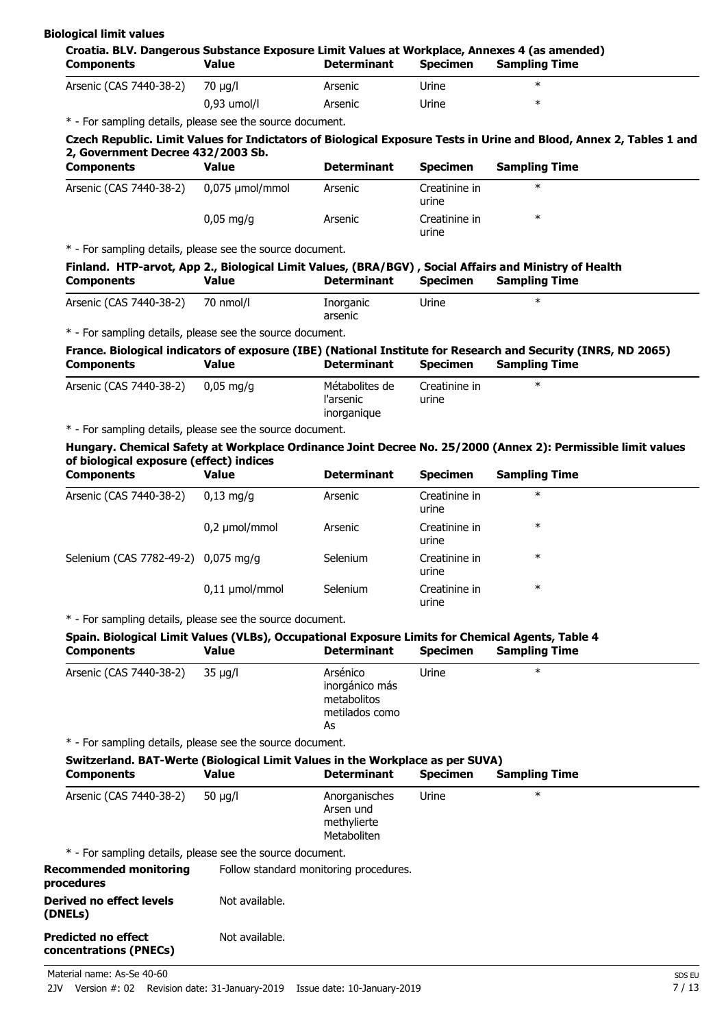### Biological limit values

**Croatia. BLV. Dangerous Substance Exposure Limit Values at Workplace, Annexes 4 (as amended)**

| Components | Value | Determinant | Specimen | Sampling Time |
|---|---|---|---|---|
| Arsenic (CAS 7440-38-2) | 70 µg/l | Arsenic | Urine | * |
| | 0,93 umol/l | Arsenic | Urine | * |

\* - For sampling details, please see the source document.

**Czech Republic. Limit Values for Indictators of Biological Exposure Tests in Urine and Blood, Annex 2, Tables 1 and 2, Government Decree 432/2003 Sb.**

| Components | Value | Determinant | Specimen | Sampling Time |
|---|---|---|---|---|
| Arsenic (CAS 7440-38-2) | 0,075 µmol/mmol | Arsenic | Creatinine in urine | * |
| | 0,05 mg/g | Arsenic | Creatinine in urine | * |

\* - For sampling details, please see the source document.

**Finland. HTP-arvot, App 2., Biological Limit Values, (BRA/BGV) , Social Affairs and Ministry of Health**

| Components | Value | Determinant | Specimen | Sampling Time |
|---|---|---|---|---|
| Arsenic (CAS 7440-38-2) | 70 nmol/l | Inorganic arsenic | Urine | * |

\* - For sampling details, please see the source document.

**France. Biological indicators of exposure (IBE) (National Institute for Research and Security (INRS, ND 2065)**

| Components | Value | Determinant | Specimen | Sampling Time |
|---|---|---|---|---|
| Arsenic (CAS 7440-38-2) | 0,05 mg/g | Métabolites de l'arsenic inorganique | Creatinine in urine | * |

\* - For sampling details, please see the source document.

**Hungary. Chemical Safety at Workplace Ordinance Joint Decree No. 25/2000 (Annex 2): Permissible limit values of biological exposure (effect) indices**

| Components | Value | Determinant | Specimen | Sampling Time |
|---|---|---|---|---|
| Arsenic (CAS 7440-38-2) | 0,13 mg/g | Arsenic | Creatinine in urine | * |
| | 0,2 µmol/mmol | Arsenic | Creatinine in urine | * |
| Selenium (CAS 7782-49-2) | 0,075 mg/g | Selenium | Creatinine in urine | * |
| | 0,11 µmol/mmol | Selenium | Creatinine in urine | * |

\* - For sampling details, please see the source document.

**Spain. Biological Limit Values (VLBs), Occupational Exposure Limits for Chemical Agents, Table 4**

| Components | Value | Determinant | Specimen | Sampling Time |
|---|---|---|---|---|
| Arsenic (CAS 7440-38-2) | 35 µg/l | Arsénico inorgánico más metabolitos metilados como As | Urine | * |

\* - For sampling details, please see the source document.

**Switzerland. BAT-Werte (Biological Limit Values in the Workplace as per SUVA)**

| Components | Value | Determinant | Specimen | Sampling Time |
|---|---|---|---|---|
| Arsenic (CAS 7440-38-2) | 50 µg/l | Anorganisches Arsen und methylierte Metaboliten | Urine | * |

\* - For sampling details, please see the source document.

**Recommended monitoring procedures** Follow standard monitoring procedures.

**Derived no effect levels (DNELs)** Not available.

**Predicted no effect concentrations (PNECs)** Not available.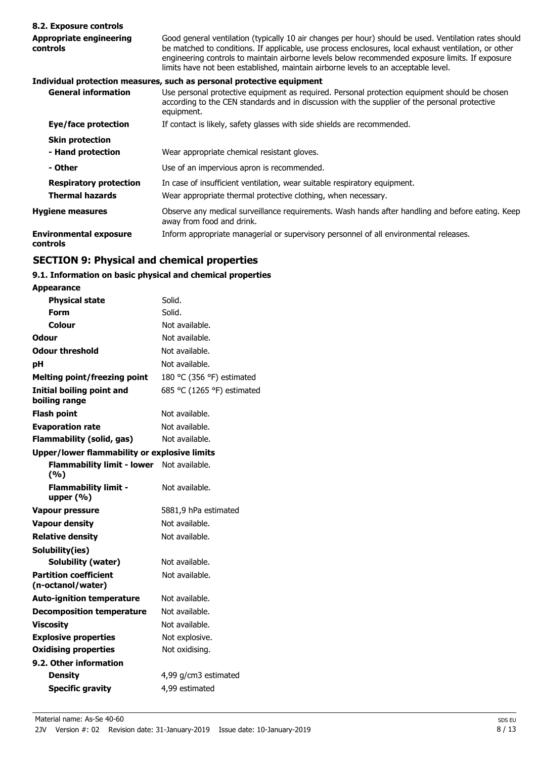### 8.2. Exposure controls

| | |
|---|---|
| **Appropriate engineering controls** | Good general ventilation (typically 10 air changes per hour) should be used. Ventilation rates should be matched to conditions. If applicable, use process enclosures, local exhaust ventilation, or other engineering controls to maintain airborne levels below recommended exposure limits. If exposure limits have not been established, maintain airborne levels to an acceptable level. |

**Individual protection measures, such as personal protective equipment**

| | |
|---|---|
| **General information** | Use personal protective equipment as required. Personal protection equipment should be chosen according to the CEN standards and in discussion with the supplier of the personal protective equipment. |
| **Eye/face protection** | If contact is likely, safety glasses with side shields are recommended. |
| **Skin protection** | |
| **- Hand protection** | Wear appropriate chemical resistant gloves. |
| **- Other** | Use of an impervious apron is recommended. |
| **Respiratory protection** | In case of insufficient ventilation, wear suitable respiratory equipment. |
| **Thermal hazards** | Wear appropriate thermal protective clothing, when necessary. |
| **Hygiene measures** | Observe any medical surveillance requirements. Wash hands after handling and before eating. Keep away from food and drink. |
| **Environmental exposure controls** | Inform appropriate managerial or supervisory personnel of all environmental releases. |

## SECTION 9: Physical and chemical properties

### 9.1. Information on basic physical and chemical properties

| | |
|---|---|
| **Appearance** | |
| **Physical state** | Solid. |
| **Form** | Solid. |
| **Colour** | Not available. |
| **Odour** | Not available. |
| **Odour threshold** | Not available. |
| **pH** | Not available. |
| **Melting point/freezing point** | 180 °C (356 °F) estimated |
| **Initial boiling point and boiling range** | 685 °C (1265 °F) estimated |
| **Flash point** | Not available. |
| **Evaporation rate** | Not available. |
| **Flammability (solid, gas)** | Not available. |
| **Upper/lower flammability or explosive limits** | |
| **Flammability limit - lower (%)** | Not available. |
| **Flammability limit - upper (%)** | Not available. |
| **Vapour pressure** | 5881,9 hPa estimated |
| **Vapour density** | Not available. |
| **Relative density** | Not available. |
| **Solubility(ies)** | |
| **Solubility (water)** | Not available. |
| **Partition coefficient (n-octanol/water)** | Not available. |
| **Auto-ignition temperature** | Not available. |
| **Decomposition temperature** | Not available. |
| **Viscosity** | Not available. |
| **Explosive properties** | Not explosive. |
| **Oxidising properties** | Not oxidising. |

### 9.2. Other information

| | |
|---|---|
| **Density** | 4,99 g/cm3 estimated |
| **Specific gravity** | 4,99 estimated |

Material name: As-Se 40-60

2JV Version #: 02 Revision date: 31-January-2019 Issue date: 10-January-2019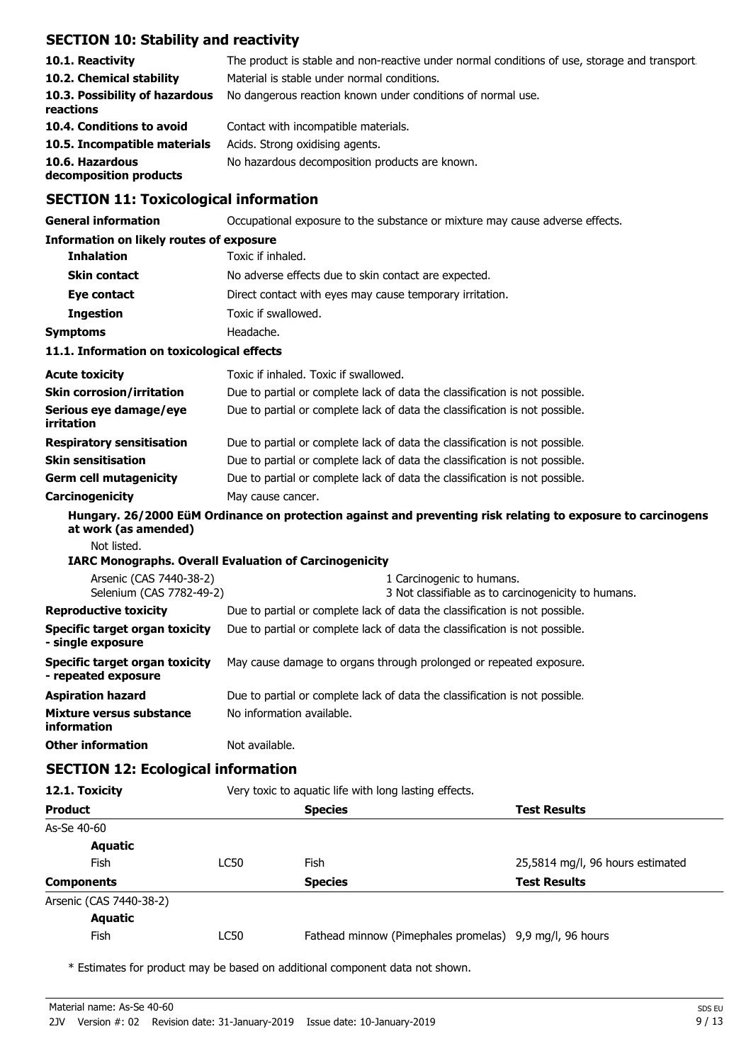## SECTION 10: Stability and reactivity

| | |
|---|---|
| **10.1. Reactivity** | The product is stable and non-reactive under normal conditions of use, storage and transport. |
| **10.2. Chemical stability** | Material is stable under normal conditions. |
| **10.3. Possibility of hazardous reactions** | No dangerous reaction known under conditions of normal use. |
| **10.4. Conditions to avoid** | Contact with incompatible materials. |
| **10.5. Incompatible materials** | Acids. Strong oxidising agents. |
| **10.6. Hazardous decomposition products** | No hazardous decomposition products are known. |

## SECTION 11: Toxicological information

**General information** Occupational exposure to the substance or mixture may cause adverse effects.

**Information on likely routes of exposure**

| | |
|---|---|
| **Inhalation** | Toxic if inhaled. |
| **Skin contact** | No adverse effects due to skin contact are expected. |
| **Eye contact** | Direct contact with eyes may cause temporary irritation. |
| **Ingestion** | Toxic if swallowed. |
| **Symptoms** | Headache. |

**11.1. Information on toxicological effects**

| | |
|---|---|
| **Acute toxicity** | Toxic if inhaled. Toxic if swallowed. |
| **Skin corrosion/irritation** | Due to partial or complete lack of data the classification is not possible. |
| **Serious eye damage/eye irritation** | Due to partial or complete lack of data the classification is not possible. |
| **Respiratory sensitisation** | Due to partial or complete lack of data the classification is not possible. |
| **Skin sensitisation** | Due to partial or complete lack of data the classification is not possible. |
| **Germ cell mutagenicity** | Due to partial or complete lack of data the classification is not possible. |
| **Carcinogenicity** | May cause cancer. |

**Hungary. 26/2000 EüM Ordinance on protection against and preventing risk relating to exposure to carcinogens at work (as amended)**

Not listed.

**IARC Monographs. Overall Evaluation of Carcinogenicity**

| | |
|---|---|
| Arsenic (CAS 7440-38-2) | 1 Carcinogenic to humans. |
| Selenium (CAS 7782-49-2) | 3 Not classifiable as to carcinogenicity to humans. |

| | |
|---|---|
| **Reproductive toxicity** | Due to partial or complete lack of data the classification is not possible. |
| **Specific target organ toxicity - single exposure** | Due to partial or complete lack of data the classification is not possible. |
| **Specific target organ toxicity - repeated exposure** | May cause damage to organs through prolonged or repeated exposure. |
| **Aspiration hazard** | Due to partial or complete lack of data the classification is not possible. |
| **Mixture versus substance information** | No information available. |
| **Other information** | Not available. |

## SECTION 12: Ecological information

**12.1. Toxicity** Very toxic to aquatic life with long lasting effects.

| **Product** | | **Species** | **Test Results** |
|---|---|---|---|
| As-Se 40-60 | | | |
| **Aquatic** | | | |
| Fish | LC50 | Fish | 25,5814 mg/l, 96 hours estimated |
| **Components** | | **Species** | **Test Results** |
| Arsenic (CAS 7440-38-2) | | | |
| **Aquatic** | | | |
| Fish | LC50 | Fathead minnow (Pimephales promelas) | 9,9 mg/l, 96 hours |

* Estimates for product may be based on additional component data not shown.

Material name: As-Se 40-60

2JV Version #: 02 Revision date: 31-January-2019 Issue date: 10-January-2019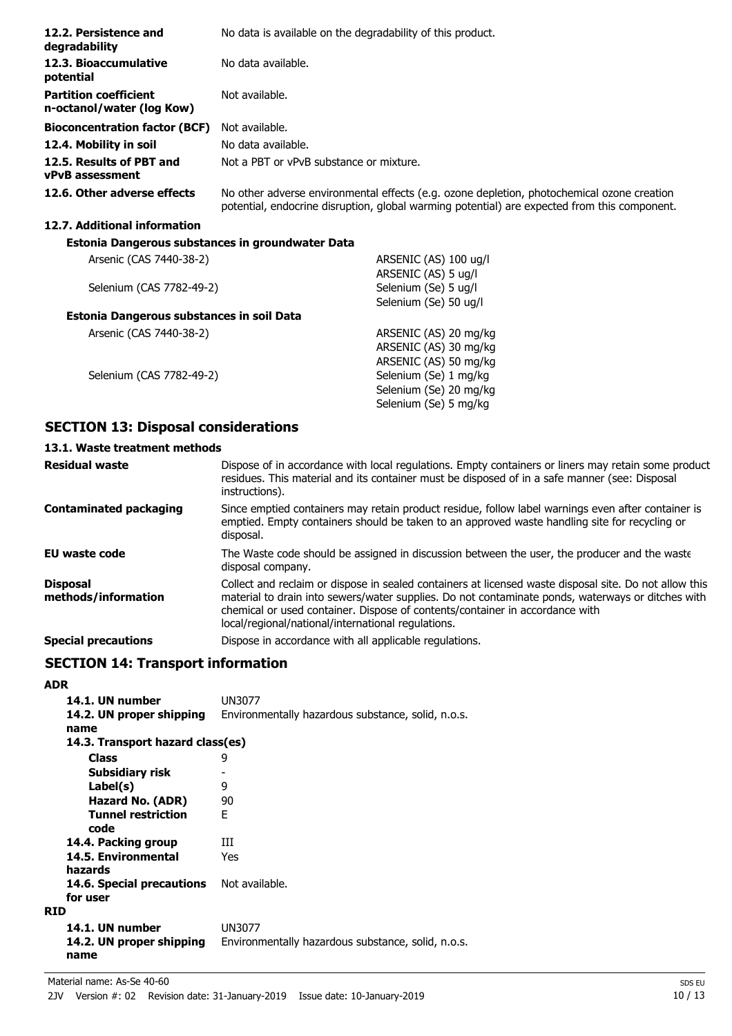| | |
|---|---|
| **12.2. Persistence and degradability** | No data is available on the degradability of this product. |
| **12.3. Bioaccumulative potential** | No data available. |
| **Partition coefficient n-octanol/water (log Kow)** | Not available. |
| **Bioconcentration factor (BCF)** | Not available. |
| **12.4. Mobility in soil** | No data available. |
| **12.5. Results of PBT and vPvB assessment** | Not a PBT or vPvB substance or mixture. |
| **12.6. Other adverse effects** | No other adverse environmental effects (e.g. ozone depletion, photochemical ozone creation potential, endocrine disruption, global warming potential) are expected from this component. |

**12.7. Additional information**

**Estonia Dangerous substances in groundwater Data**

| | |
|---|---|
| Arsenic (CAS 7440-38-2) | ARSENIC (AS) 100 ug/l |
| | ARSENIC (AS) 5 ug/l |
| Selenium (CAS 7782-49-2) | Selenium (Se) 5 ug/l |
| | Selenium (Se) 50 ug/l |

**Estonia Dangerous substances in soil Data**

| | |
|---|---|
| Arsenic (CAS 7440-38-2) | ARSENIC (AS) 20 mg/kg |
| | ARSENIC (AS) 30 mg/kg |
| | ARSENIC (AS) 50 mg/kg |
| Selenium (CAS 7782-49-2) | Selenium (Se) 1 mg/kg |
| | Selenium (Se) 20 mg/kg |
| | Selenium (Se) 5 mg/kg |

## SECTION 13: Disposal considerations

### 13.1. Waste treatment methods

| | |
|---|---|
| **Residual waste** | Dispose of in accordance with local regulations. Empty containers or liners may retain some product residues. This material and its container must be disposed of in a safe manner (see: Disposal instructions). |
| **Contaminated packaging** | Since emptied containers may retain product residue, follow label warnings even after container is emptied. Empty containers should be taken to an approved waste handling site for recycling or disposal. |
| **EU waste code** | The Waste code should be assigned in discussion between the user, the producer and the waste disposal company. |
| **Disposal methods/information** | Collect and reclaim or dispose in sealed containers at licensed waste disposal site. Do not allow this material to drain into sewers/water supplies. Do not contaminate ponds, waterways or ditches with chemical or used container. Dispose of contents/container in accordance with local/regional/national/international regulations. |
| **Special precautions** | Dispose in accordance with all applicable regulations. |

## SECTION 14: Transport information

**ADR**

| | |
|---|---|
| **14.1. UN number** | UN3077 |
| **14.2. UN proper shipping name** | Environmentally hazardous substance, solid, n.o.s. |
| **14.3. Transport hazard class(es)** | |
| **Class** | 9 |
| **Subsidiary risk** | - |
| **Label(s)** | 9 |
| **Hazard No. (ADR)** | 90 |
| **Tunnel restriction code** | E |
| **14.4. Packing group** | III |
| **14.5. Environmental hazards** | Yes |
| **14.6. Special precautions for user** | Not available. |

**RID**

| | |
|---|---|
| **14.1. UN number** | UN3077 |
| **14.2. UN proper shipping name** | Environmentally hazardous substance, solid, n.o.s. |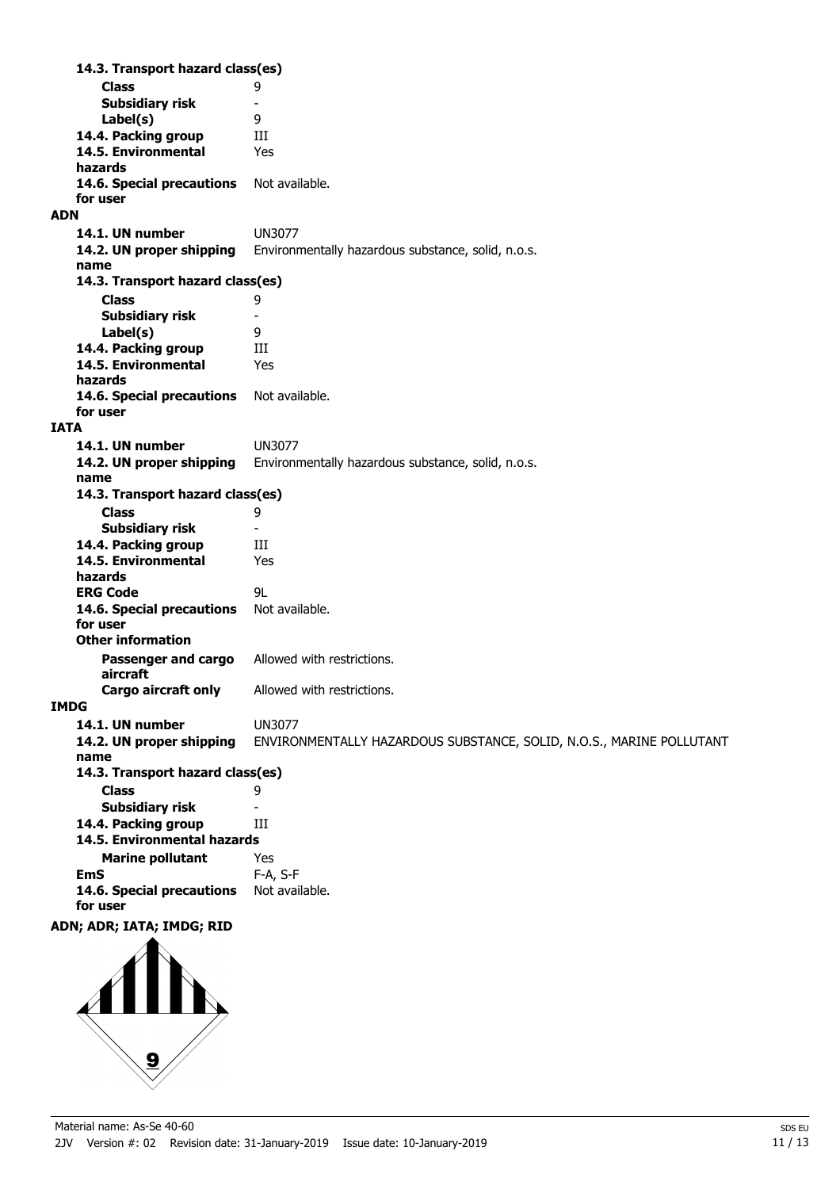**14.3. Transport hazard class(es)**

| | |
|---|---|
| **Class** | 9 |
| **Subsidiary risk** | - |
| **Label(s)** | 9 |
| **14.4. Packing group** | III |
| **14.5. Environmental hazards** | Yes |
| **14.6. Special precautions for user** | Not available. |

**ADN**

| | |
|---|---|
| **14.1. UN number** | UN3077 |
| **14.2. UN proper shipping name** | Environmentally hazardous substance, solid, n.o.s. |

**14.3. Transport hazard class(es)**

| | |
|---|---|
| **Class** | 9 |
| **Subsidiary risk** | - |
| **Label(s)** | 9 |
| **14.4. Packing group** | III |
| **14.5. Environmental hazards** | Yes |
| **14.6. Special precautions for user** | Not available. |

**IATA**

| | |
|---|---|
| **14.1. UN number** | UN3077 |
| **14.2. UN proper shipping name** | Environmentally hazardous substance, solid, n.o.s. |

**14.3. Transport hazard class(es)**

| | |
|---|---|
| **Class** | 9 |
| **Subsidiary risk** | - |
| **14.4. Packing group** | III |
| **14.5. Environmental hazards** | Yes |
| **ERG Code** | 9L |
| **14.6. Special precautions for user** | Not available. |

**Other information**

| | |
|---|---|
| **Passenger and cargo aircraft** | Allowed with restrictions. |
| **Cargo aircraft only** | Allowed with restrictions. |

**IMDG**

| | |
|---|---|
| **14.1. UN number** | UN3077 |
| **14.2. UN proper shipping name** | ENVIRONMENTALLY HAZARDOUS SUBSTANCE, SOLID, N.O.S., MARINE POLLUTANT |

**14.3. Transport hazard class(es)**

| | |
|---|---|
| **Class** | 9 |
| **Subsidiary risk** | - |
| **14.4. Packing group** | III |

**14.5. Environmental hazards**

| | |
|---|---|
| **Marine pollutant** | Yes |
| **EmS** | F-A, S-F |
| **14.6. Special precautions for user** | Not available. |

**ADN; ADR; IATA; IMDG; RID**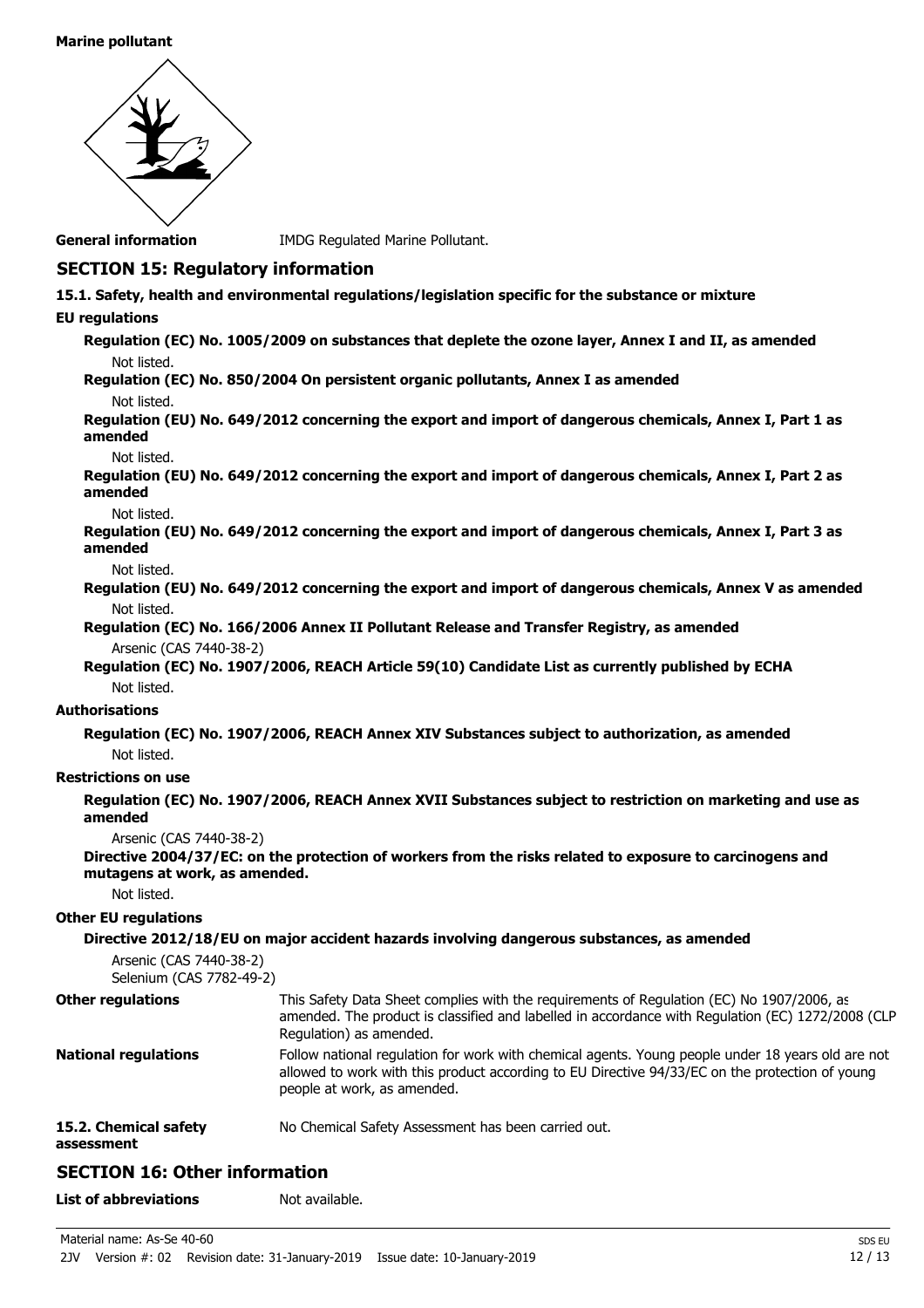**Marine pollutant**

**General information** IMDG Regulated Marine Pollutant.

## SECTION 15: Regulatory information

### 15.1. Safety, health and environmental regulations/legislation specific for the substance or mixture

**EU regulations**

**Regulation (EC) No. 1005/2009 on substances that deplete the ozone layer, Annex I and II, as amended**

Not listed.

**Regulation (EC) No. 850/2004 On persistent organic pollutants, Annex I as amended**

Not listed.

**Regulation (EU) No. 649/2012 concerning the export and import of dangerous chemicals, Annex I, Part 1 as amended**

Not listed.

**Regulation (EU) No. 649/2012 concerning the export and import of dangerous chemicals, Annex I, Part 2 as amended**

Not listed.

**Regulation (EU) No. 649/2012 concerning the export and import of dangerous chemicals, Annex I, Part 3 as amended**

Not listed.

**Regulation (EU) No. 649/2012 concerning the export and import of dangerous chemicals, Annex V as amended**

Not listed.

**Regulation (EC) No. 166/2006 Annex II Pollutant Release and Transfer Registry, as amended**

Arsenic (CAS 7440-38-2)

**Regulation (EC) No. 1907/2006, REACH Article 59(10) Candidate List as currently published by ECHA**

Not listed.

**Authorisations**

**Regulation (EC) No. 1907/2006, REACH Annex XIV Substances subject to authorization, as amended**

Not listed.

**Restrictions on use**

**Regulation (EC) No. 1907/2006, REACH Annex XVII Substances subject to restriction on marketing and use as amended**

Arsenic (CAS 7440-38-2)

**Directive 2004/37/EC: on the protection of workers from the risks related to exposure to carcinogens and mutagens at work, as amended.**

Not listed.

**Other EU regulations**

**Directive 2012/18/EU on major accident hazards involving dangerous substances, as amended**

Arsenic (CAS 7440-38-2)
Selenium (CAS 7782-49-2)

**Other regulations** This Safety Data Sheet complies with the requirements of Regulation (EC) No 1907/2006, as amended. The product is classified and labelled in accordance with Regulation (EC) 1272/2008 (CLP Regulation) as amended.

**National regulations** Follow national regulation for work with chemical agents. Young people under 18 years old are not allowed to work with this product according to EU Directive 94/33/EC on the protection of young people at work, as amended.

**15.2. Chemical safety assessment** No Chemical Safety Assessment has been carried out.

## SECTION 16: Other information

**List of abbreviations** Not available.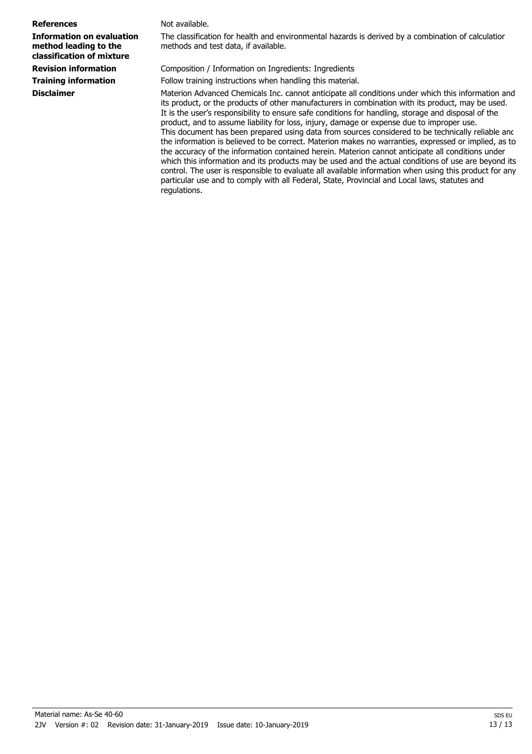**References**
Not available.

**Information on evaluation method leading to the classification of mixture**
The classification for health and environmental hazards is derived by a combination of calculation methods and test data, if available.

**Revision information**
Composition / Information on Ingredients: Ingredients

**Training information**
Follow training instructions when handling this material.

**Disclaimer**
Materion Advanced Chemicals Inc. cannot anticipate all conditions under which this information and its product, or the products of other manufacturers in combination with its product, may be used. It is the user's responsibility to ensure safe conditions for handling, storage and disposal of the product, and to assume liability for loss, injury, damage or expense due to improper use. This document has been prepared using data from sources considered to be technically reliable and the information is believed to be correct. Materion makes no warranties, expressed or implied, as to the accuracy of the information contained herein. Materion cannot anticipate all conditions under which this information and its products may be used and the actual conditions of use are beyond its control. The user is responsible to evaluate all available information when using this product for any particular use and to comply with all Federal, State, Provincial and Local laws, statutes and regulations.